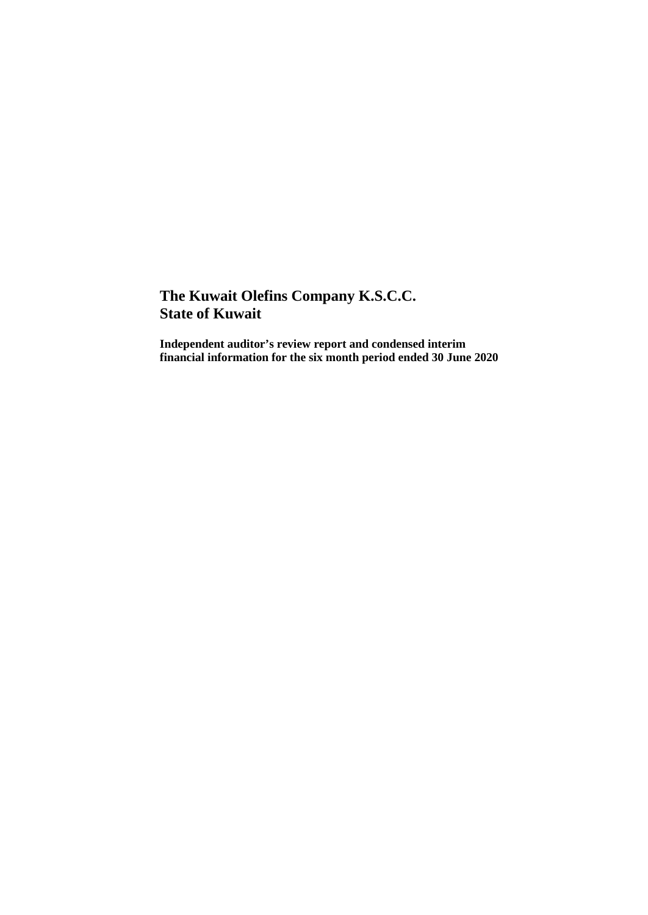# The Kuwait Olefins Company K.S.C.C.
# State of Kuwait

**Independent auditor's review report and condensed interim financial information for the six month period ended 30 June 2020**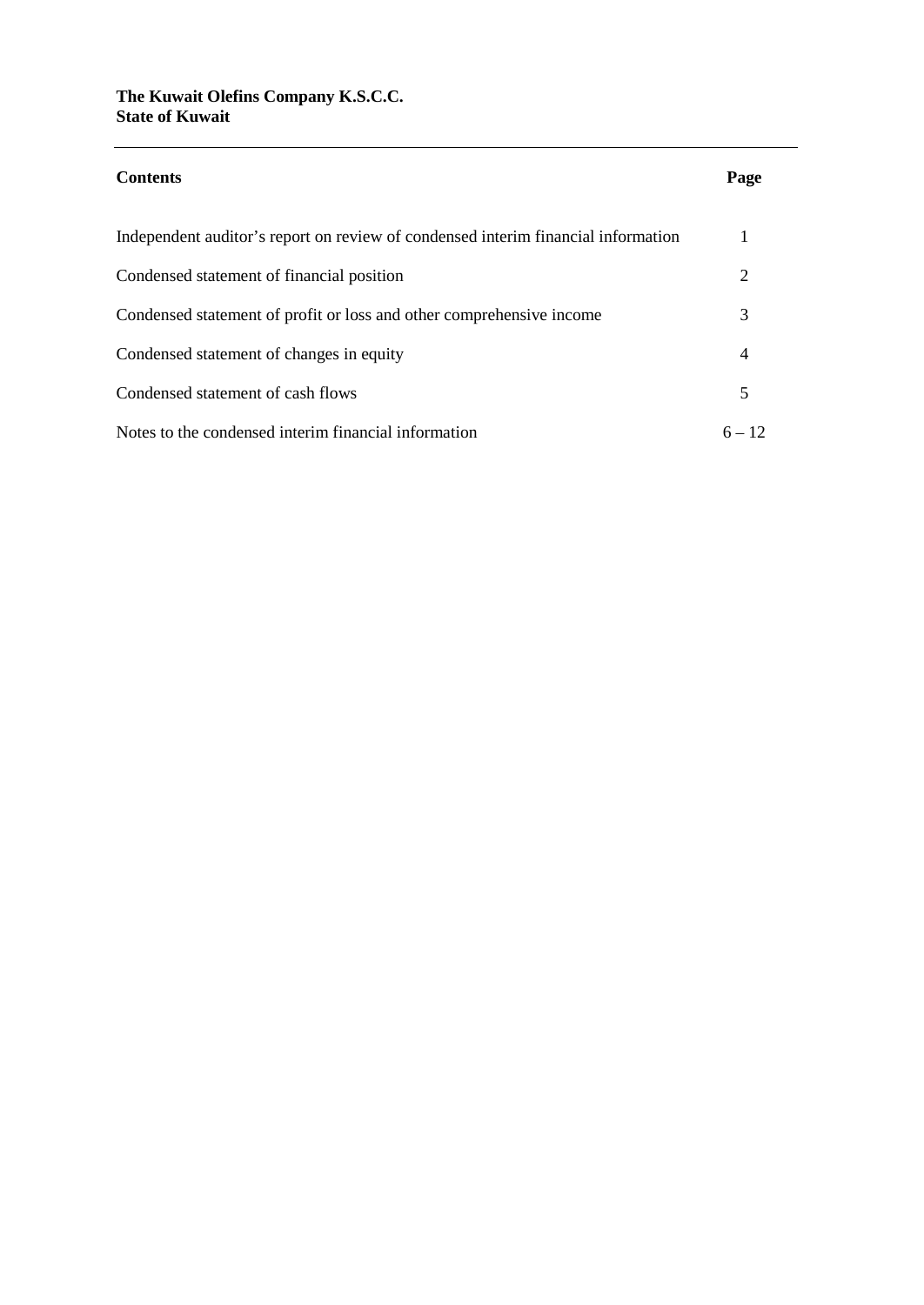**The Kuwait Olefins Company K.S.C.C.**
**State of Kuwait**

| **Contents** | **Page** |
|---|---|
| Independent auditor’s report on review of condensed interim financial information | 1 |
| Condensed statement of financial position | 2 |
| Condensed statement of profit or loss and other comprehensive income | 3 |
| Condensed statement of changes in equity | 4 |
| Condensed statement of cash flows | 5 |
| Notes to the condensed interim financial information | 6 – 12 |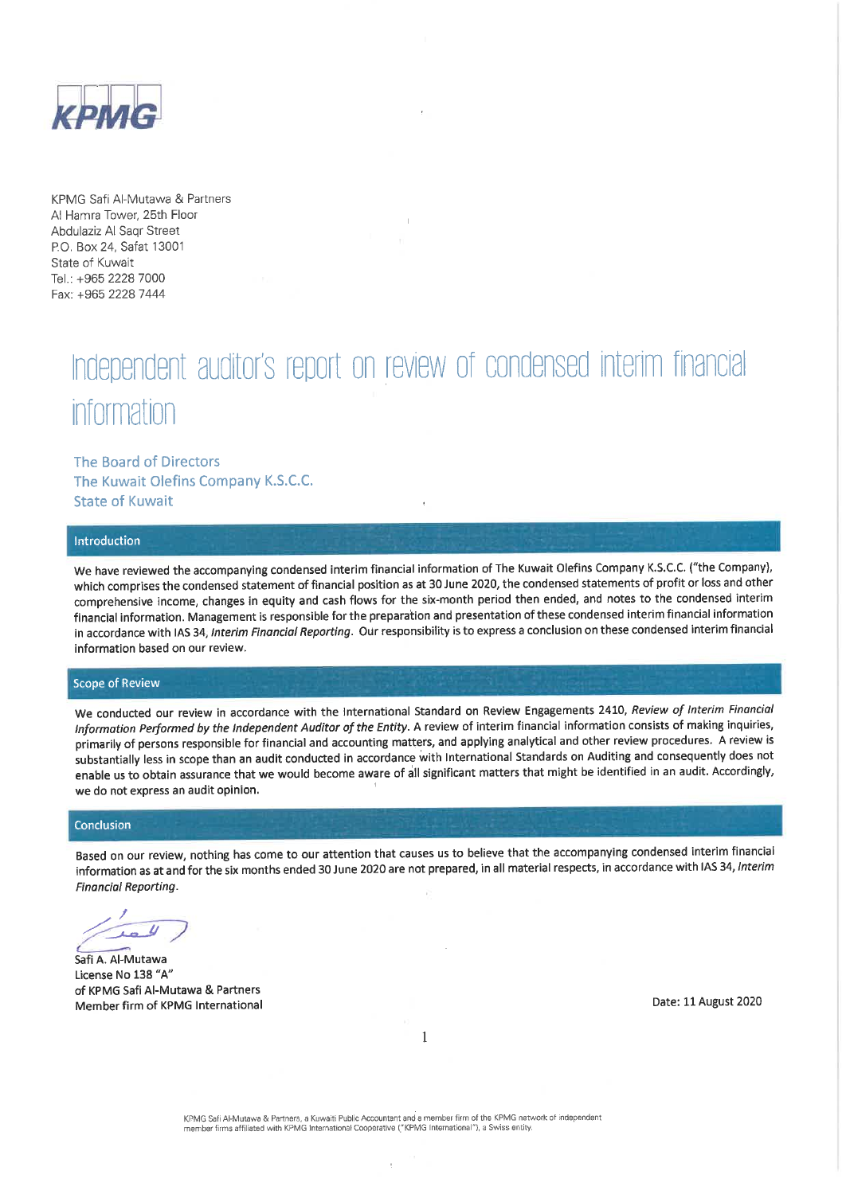KPMG

KPMG Safi Al-Mutawa & Partners
Al Hamra Tower, 25th Floor
Abdulaziz Al Saqr Street
P.O. Box 24, Safat 13001
State of Kuwait
Tel.: +965 2228 7000
Fax: +965 2228 7444

# Independent auditor's report on review of condensed interim financial information

The Board of Directors
The Kuwait Olefins Company K.S.C.C.
State of Kuwait

## Introduction

We have reviewed the accompanying condensed interim financial information of The Kuwait Olefins Company K.S.C.C. ("the Company), which comprises the condensed statement of financial position as at 30 June 2020, the condensed statements of profit or loss and other comprehensive income, changes in equity and cash flows for the six-month period then ended, and notes to the condensed interim financial information. Management is responsible for the preparation and presentation of these condensed interim financial information in accordance with IAS 34, *Interim Financial Reporting*. Our responsibility is to express a conclusion on these condensed interim financial information based on our review.

## Scope of Review

We conducted our review in accordance with the International Standard on Review Engagements 2410, *Review of Interim Financial Information Performed by the Independent Auditor of the Entity*. A review of interim financial information consists of making inquiries, primarily of persons responsible for financial and accounting matters, and applying analytical and other review procedures. A review is substantially less in scope than an audit conducted in accordance with International Standards on Auditing and consequently does not enable us to obtain assurance that we would become aware of all significant matters that might be identified in an audit. Accordingly, we do not express an audit opinion.

## Conclusion

Based on our review, nothing has come to our attention that causes us to believe that the accompanying condensed interim financial information as at and for the six months ended 30 June 2020 are not prepared, in all material respects, in accordance with IAS 34, *Interim Financial Reporting*.

Safi A. Al-Mutawa
License No 138 "A"
of KPMG Safi Al-Mutawa & Partners
Member firm of KPMG International

Date: 11 August 2020

KPMG Safi Al-Mutawa & Partners, a Kuwaiti Public Accountant and a member firm of the KPMG network of independent member firms affiliated with KPMG International Cooperative ("KPMG International"), a Swiss entity.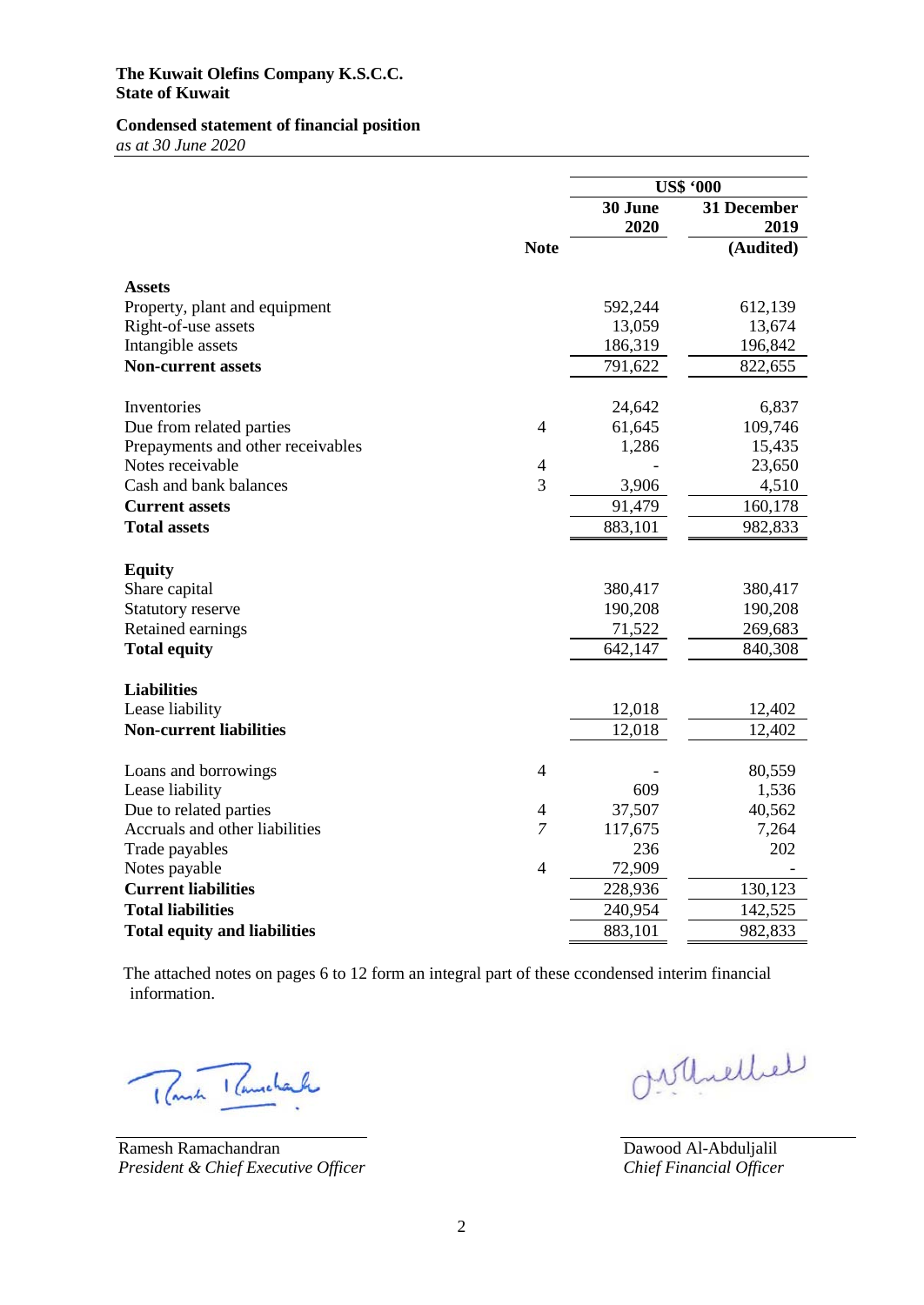**The Kuwait Olefins Company K.S.C.C.**
**State of Kuwait**

**Condensed statement of financial position**
*as at 30 June 2020*

| | | US$ '000 | |
|---|---|---|---|
| | | **30 June 2020** | **31 December 2019** |
| | **Note** | | **(Audited)** |
| **Assets** | | | |
| Property, plant and equipment | | 592,244 | 612,139 |
| Right-of-use assets | | 13,059 | 13,674 |
| Intangible assets | | 186,319 | 196,842 |
| **Non-current assets** | | 791,622 | 822,655 |
| | | | |
| Inventories | | 24,642 | 6,837 |
| Due from related parties | 4 | 61,645 | 109,746 |
| Prepayments and other receivables | | 1,286 | 15,435 |
| Notes receivable | 4 | - | 23,650 |
| Cash and bank balances | 3 | 3,906 | 4,510 |
| **Current assets** | | 91,479 | 160,178 |
| **Total assets** | | 883,101 | 982,833 |
| | | | |
| **Equity** | | | |
| Share capital | | 380,417 | 380,417 |
| Statutory reserve | | 190,208 | 190,208 |
| Retained earnings | | 71,522 | 269,683 |
| **Total equity** | | 642,147 | 840,308 |
| | | | |
| **Liabilities** | | | |
| Lease liability | | 12,018 | 12,402 |
| **Non-current liabilities** | | 12,018 | 12,402 |
| | | | |
| Loans and borrowings | 4 | - | 80,559 |
| Lease liability | | 609 | 1,536 |
| Due to related parties | 4 | 37,507 | 40,562 |
| Accruals and other liabilities | *7* | 117,675 | 7,264 |
| Trade payables | | 236 | 202 |
| Notes payable | 4 | 72,909 | - |
| **Current liabilities** | | 228,936 | 130,123 |
| **Total liabilities** | | 240,954 | 142,525 |
| **Total equity and liabilities** | | 883,101 | 982,833 |

The attached notes on pages 6 to 12 form an integral part of these ccondensed interim financial information.

Ramesh Ramachandran
*President & Chief Executive Officer*

Dawood Al-Abduljalil
*Chief Financial Officer*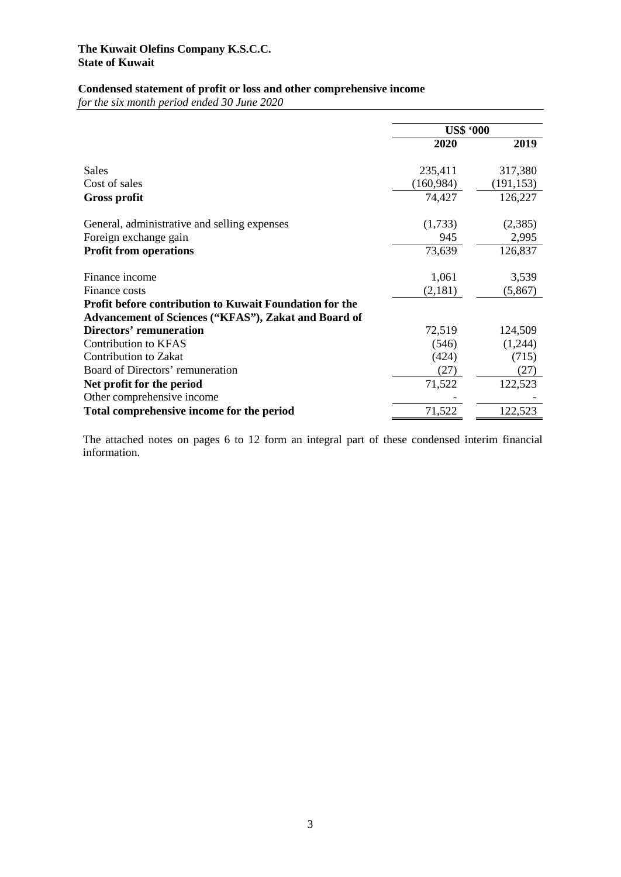**The Kuwait Olefins Company K.S.C.C.**
**State of Kuwait**

## Condensed statement of profit or loss and other comprehensive income

*for the six month period ended 30 June 2020*

| | US$ '000 | |
|---|---|---|
| | **2020** | **2019** |
| Sales | 235,411 | 317,380 |
| Cost of sales | (160,984) | (191,153) |
| **Gross profit** | 74,427 | 126,227 |
| General, administrative and selling expenses | (1,733) | (2,385) |
| Foreign exchange gain | 945 | 2,995 |
| **Profit from operations** | 73,639 | 126,837 |
| Finance income | 1,061 | 3,539 |
| Finance costs | (2,181) | (5,867) |
| **Profit before contribution to Kuwait Foundation for the Advancement of Sciences ("KFAS"), Zakat and Board of Directors' remuneration** | 72,519 | 124,509 |
| Contribution to KFAS | (546) | (1,244) |
| Contribution to Zakat | (424) | (715) |
| Board of Directors' remuneration | (27) | (27) |
| **Net profit for the period** | 71,522 | 122,523 |
| Other comprehensive income | - | - |
| **Total comprehensive income for the period** | 71,522 | 122,523 |

The attached notes on pages 6 to 12 form an integral part of these condensed interim financial information.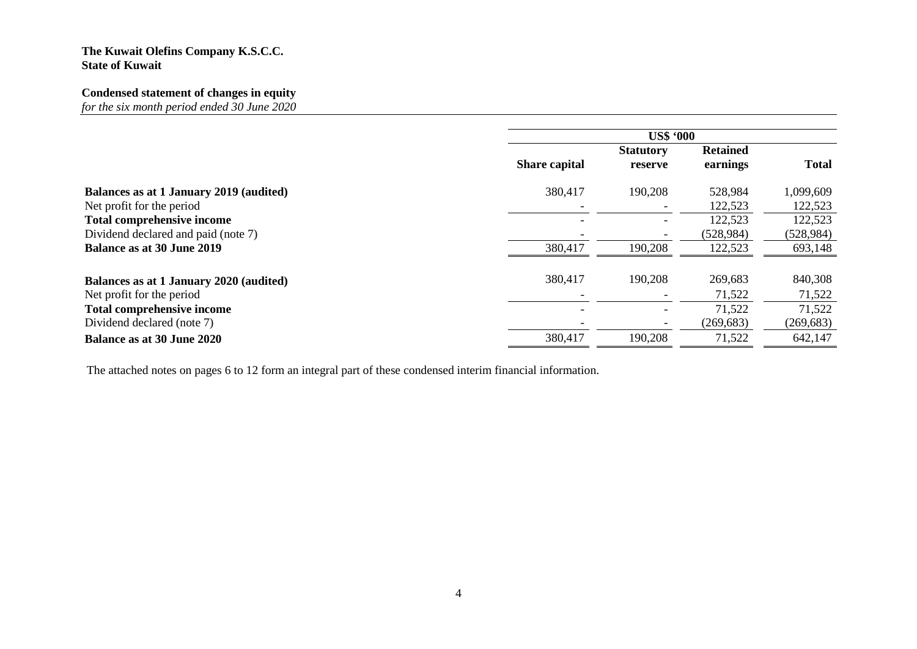**The Kuwait Olefins Company K.S.C.C.**
**State of Kuwait**

**Condensed statement of changes in equity**
*for the six month period ended 30 June 2020*

| | US$ '000 | | | |
|---|---|---|---|---|
| | **Share capital** | **Statutory reserve** | **Retained earnings** | **Total** |
| **Balances as at 1 January 2019 (audited)** | 380,417 | 190,208 | 528,984 | 1,099,609 |
| Net profit for the period | - | - | 122,523 | 122,523 |
| **Total comprehensive income** | - | - | 122,523 | 122,523 |
| Dividend declared and paid (note 7) | - | - | (528,984) | (528,984) |
| **Balance as at 30 June 2019** | 380,417 | 190,208 | 122,523 | 693,148 |
| | | | | |
| **Balances as at 1 January 2020 (audited)** | 380,417 | 190,208 | 269,683 | 840,308 |
| Net profit for the period | - | - | 71,522 | 71,522 |
| **Total comprehensive income** | - | - | 71,522 | 71,522 |
| Dividend declared (note 7) | - | - | (269,683) | (269,683) |
| **Balance as at 30 June 2020** | 380,417 | 190,208 | 71,522 | 642,147 |

The attached notes on pages 6 to 12 form an integral part of these condensed interim financial information.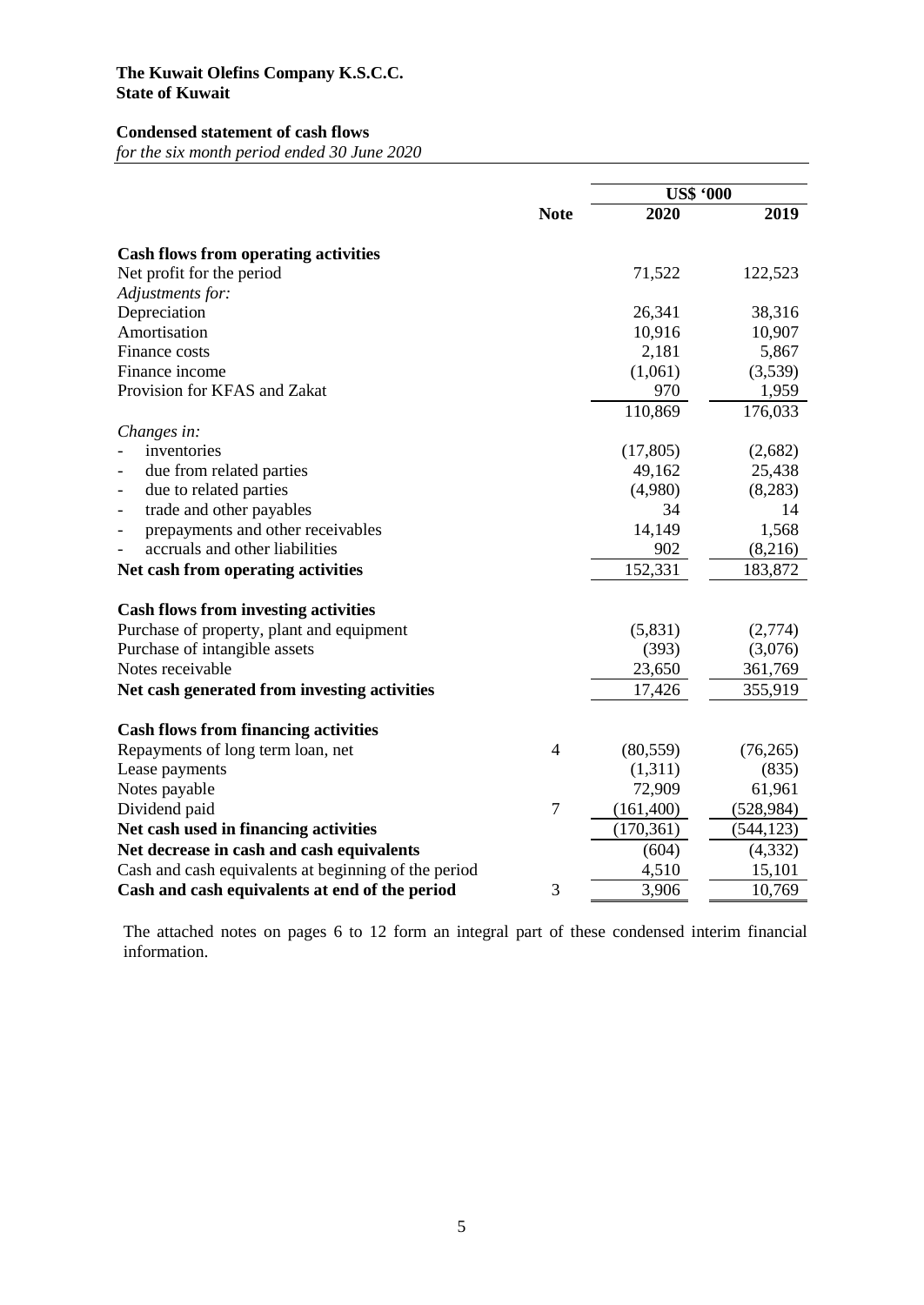**The Kuwait Olefins Company K.S.C.C.**
**State of Kuwait**

**Condensed statement of cash flows**
*for the six month period ended 30 June 2020*

| | Note | US$ '000 | |
|---|---|---|---|
| | | 2020 | 2019 |
| **Cash flows from operating activities** | | | |
| Net profit for the period | | 71,522 | 122,523 |
| *Adjustments for:* | | | |
| Depreciation | | 26,341 | 38,316 |
| Amortisation | | 10,916 | 10,907 |
| Finance costs | | 2,181 | 5,867 |
| Finance income | | (1,061) | (3,539) |
| Provision for KFAS and Zakat | | 970 | 1,959 |
| | | 110,869 | 176,033 |
| *Changes in:* | | | |
| - inventories | | (17,805) | (2,682) |
| - due from related parties | | 49,162 | 25,438 |
| - due to related parties | | (4,980) | (8,283) |
| - trade and other payables | | 34 | 14 |
| - prepayments and other receivables | | 14,149 | 1,568 |
| - accruals and other liabilities | | 902 | (8,216) |
| **Net cash from operating activities** | | 152,331 | 183,872 |
| **Cash flows from investing activities** | | | |
| Purchase of property, plant and equipment | | (5,831) | (2,774) |
| Purchase of intangible assets | | (393) | (3,076) |
| Notes receivable | | 23,650 | 361,769 |
| **Net cash generated from investing activities** | | 17,426 | 355,919 |
| **Cash flows from financing activities** | | | |
| Repayments of long term loan, net | 4 | (80,559) | (76,265) |
| Lease payments | | (1,311) | (835) |
| Notes payable | | 72,909 | 61,961 |
| Dividend paid | 7 | (161,400) | (528,984) |
| **Net cash used in financing activities** | | (170,361) | (544,123) |
| **Net decrease in cash and cash equivalents** | | (604) | (4,332) |
| Cash and cash equivalents at beginning of the period | | 4,510 | 15,101 |
| **Cash and cash equivalents at end of the period** | 3 | 3,906 | 10,769 |

The attached notes on pages 6 to 12 form an integral part of these condensed interim financial information.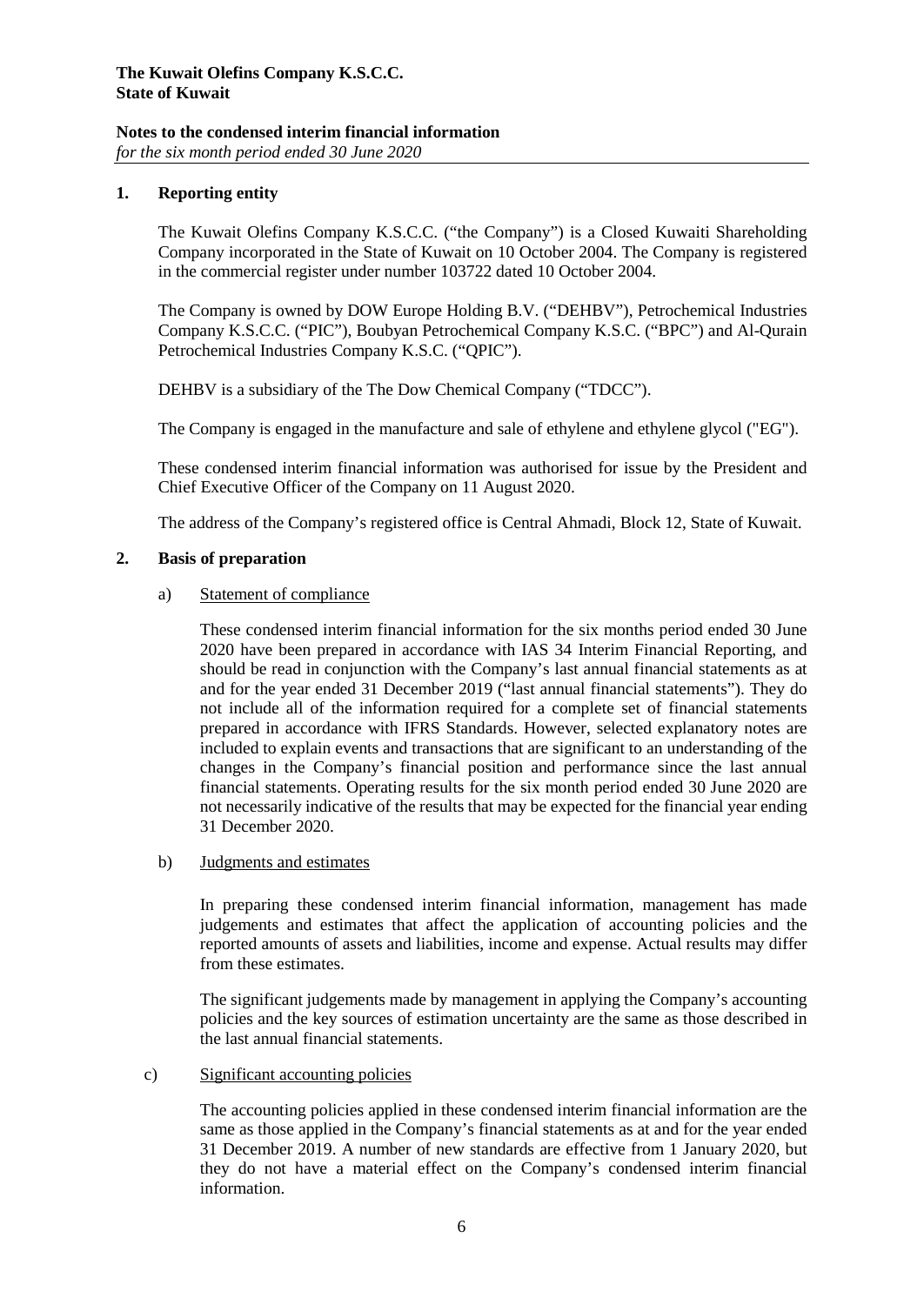**The Kuwait Olefins Company K.S.C.C.**
**State of Kuwait**

**Notes to the condensed interim financial information**
*for the six month period ended 30 June 2020*

## 1. Reporting entity

The Kuwait Olefins Company K.S.C.C. ("the Company") is a Closed Kuwaiti Shareholding Company incorporated in the State of Kuwait on 10 October 2004. The Company is registered in the commercial register under number 103722 dated 10 October 2004.

The Company is owned by DOW Europe Holding B.V. ("DEHBV"), Petrochemical Industries Company K.S.C.C. ("PIC"), Boubyan Petrochemical Company K.S.C. ("BPC") and Al-Qurain Petrochemical Industries Company K.S.C. ("QPIC").

DEHBV is a subsidiary of the The Dow Chemical Company ("TDCC").

The Company is engaged in the manufacture and sale of ethylene and ethylene glycol ("EG").

These condensed interim financial information was authorised for issue by the President and Chief Executive Officer of the Company on 11 August 2020.

The address of the Company's registered office is Central Ahmadi, Block 12, State of Kuwait.

## 2. Basis of preparation

a) Statement of compliance

These condensed interim financial information for the six months period ended 30 June 2020 have been prepared in accordance with IAS 34 Interim Financial Reporting, and should be read in conjunction with the Company's last annual financial statements as at and for the year ended 31 December 2019 ("last annual financial statements"). They do not include all of the information required for a complete set of financial statements prepared in accordance with IFRS Standards. However, selected explanatory notes are included to explain events and transactions that are significant to an understanding of the changes in the Company's financial position and performance since the last annual financial statements. Operating results for the six month period ended 30 June 2020 are not necessarily indicative of the results that may be expected for the financial year ending 31 December 2020.

b) Judgments and estimates

In preparing these condensed interim financial information, management has made judgements and estimates that affect the application of accounting policies and the reported amounts of assets and liabilities, income and expense. Actual results may differ from these estimates.

The significant judgements made by management in applying the Company's accounting policies and the key sources of estimation uncertainty are the same as those described in the last annual financial statements.

c) Significant accounting policies

The accounting policies applied in these condensed interim financial information are the same as those applied in the Company's financial statements as at and for the year ended 31 December 2019. A number of new standards are effective from 1 January 2020, but they do not have a material effect on the Company's condensed interim financial information.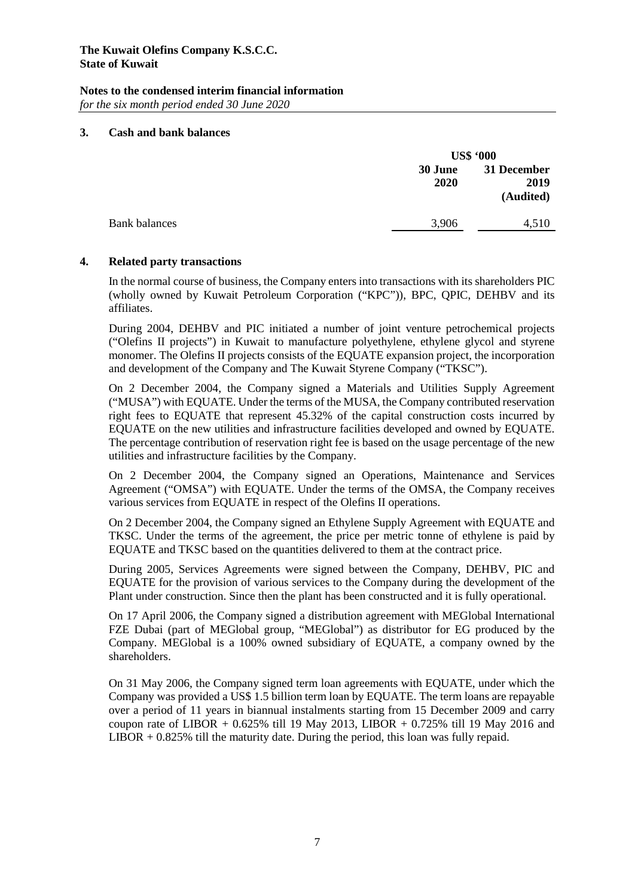**The Kuwait Olefins Company K.S.C.C.**
**State of Kuwait**

**Notes to the condensed interim financial information**
*for the six month period ended 30 June 2020*

## 3. Cash and bank balances

| | US$ '000 | |
|---|---|---|
| | **30 June 2020** | **31 December 2019 (Audited)** |
| Bank balances | 3,906 | 4,510 |

## 4. Related party transactions

In the normal course of business, the Company enters into transactions with its shareholders PIC (wholly owned by Kuwait Petroleum Corporation ("KPC")), BPC, QPIC, DEHBV and its affiliates.

During 2004, DEHBV and PIC initiated a number of joint venture petrochemical projects ("Olefins II projects") in Kuwait to manufacture polyethylene, ethylene glycol and styrene monomer. The Olefins II projects consists of the EQUATE expansion project, the incorporation and development of the Company and The Kuwait Styrene Company ("TKSC").

On 2 December 2004, the Company signed a Materials and Utilities Supply Agreement ("MUSA") with EQUATE. Under the terms of the MUSA, the Company contributed reservation right fees to EQUATE that represent 45.32% of the capital construction costs incurred by EQUATE on the new utilities and infrastructure facilities developed and owned by EQUATE. The percentage contribution of reservation right fee is based on the usage percentage of the new utilities and infrastructure facilities by the Company.

On 2 December 2004, the Company signed an Operations, Maintenance and Services Agreement ("OMSA") with EQUATE. Under the terms of the OMSA, the Company receives various services from EQUATE in respect of the Olefins II operations.

On 2 December 2004, the Company signed an Ethylene Supply Agreement with EQUATE and TKSC. Under the terms of the agreement, the price per metric tonne of ethylene is paid by EQUATE and TKSC based on the quantities delivered to them at the contract price.

During 2005, Services Agreements were signed between the Company, DEHBV, PIC and EQUATE for the provision of various services to the Company during the development of the Plant under construction. Since then the plant has been constructed and it is fully operational.

On 17 April 2006, the Company signed a distribution agreement with MEGlobal International FZE Dubai (part of MEGlobal group, "MEGlobal") as distributor for EG produced by the Company. MEGlobal is a 100% owned subsidiary of EQUATE, a company owned by the shareholders.

On 31 May 2006, the Company signed term loan agreements with EQUATE, under which the Company was provided a US$ 1.5 billion term loan by EQUATE. The term loans are repayable over a period of 11 years in biannual instalments starting from 15 December 2009 and carry coupon rate of LIBOR + 0.625% till 19 May 2013, LIBOR + 0.725% till 19 May 2016 and LIBOR + 0.825% till the maturity date. During the period, this loan was fully repaid.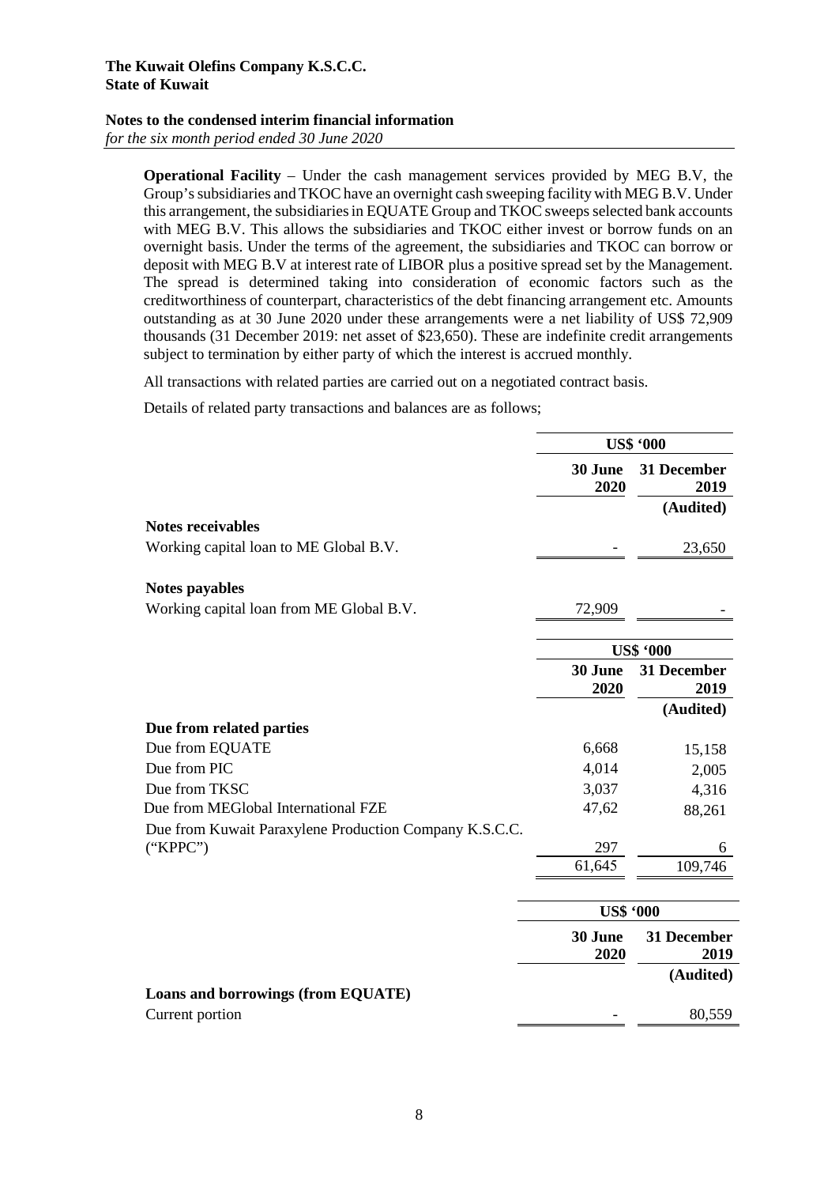**Operational Facility** – Under the cash management services provided by MEG B.V, the Group's subsidiaries and TKOC have an overnight cash sweeping facility with MEG B.V. Under this arrangement, the subsidiaries in EQUATE Group and TKOC sweeps selected bank accounts with MEG B.V. This allows the subsidiaries and TKOC either invest or borrow funds on an overnight basis. Under the terms of the agreement, the subsidiaries and TKOC can borrow or deposit with MEG B.V at interest rate of LIBOR plus a positive spread set by the Management. The spread is determined taking into consideration of economic factors such as the creditworthiness of counterpart, characteristics of the debt financing arrangement etc. Amounts outstanding as at 30 June 2020 under these arrangements were a net liability of US$ 72,909 thousands (31 December 2019: net asset of $23,650). These are indefinite credit arrangements subject to termination by either party of which the interest is accrued monthly.

All transactions with related parties are carried out on a negotiated contract basis.

Details of related party transactions and balances are as follows;

| | US$ '000 | |
|---|---|---|
| | 30 June 2020 | 31 December 2019 |
| | | (Audited) |
| **Notes receivables** | | |
| Working capital loan to ME Global B.V. | - | 23,650 |
| **Notes payables** | | |
| Working capital loan from ME Global B.V. | 72,909 | - |

| | US$ '000 | |
|---|---|---|
| | 30 June 2020 | 31 December 2019 |
| | | (Audited) |
| **Due from related parties** | | |
| Due from EQUATE | 6,668 | 15,158 |
| Due from PIC | 4,014 | 2,005 |
| Due from TKSC | 3,037 | 4,316 |
| Due from MEGlobal International FZE | 47,62 | 88,261 |
| Due from Kuwait Paraxylene Production Company K.S.C.C. ("KPPC") | 297 | 6 |
| | 61,645 | 109,746 |

| | US$ '000 | |
|---|---|---|
| | 30 June 2020 | 31 December 2019 |
| | | (Audited) |
| **Loans and borrowings (from EQUATE)** | | |
| Current portion | - | 80,559 |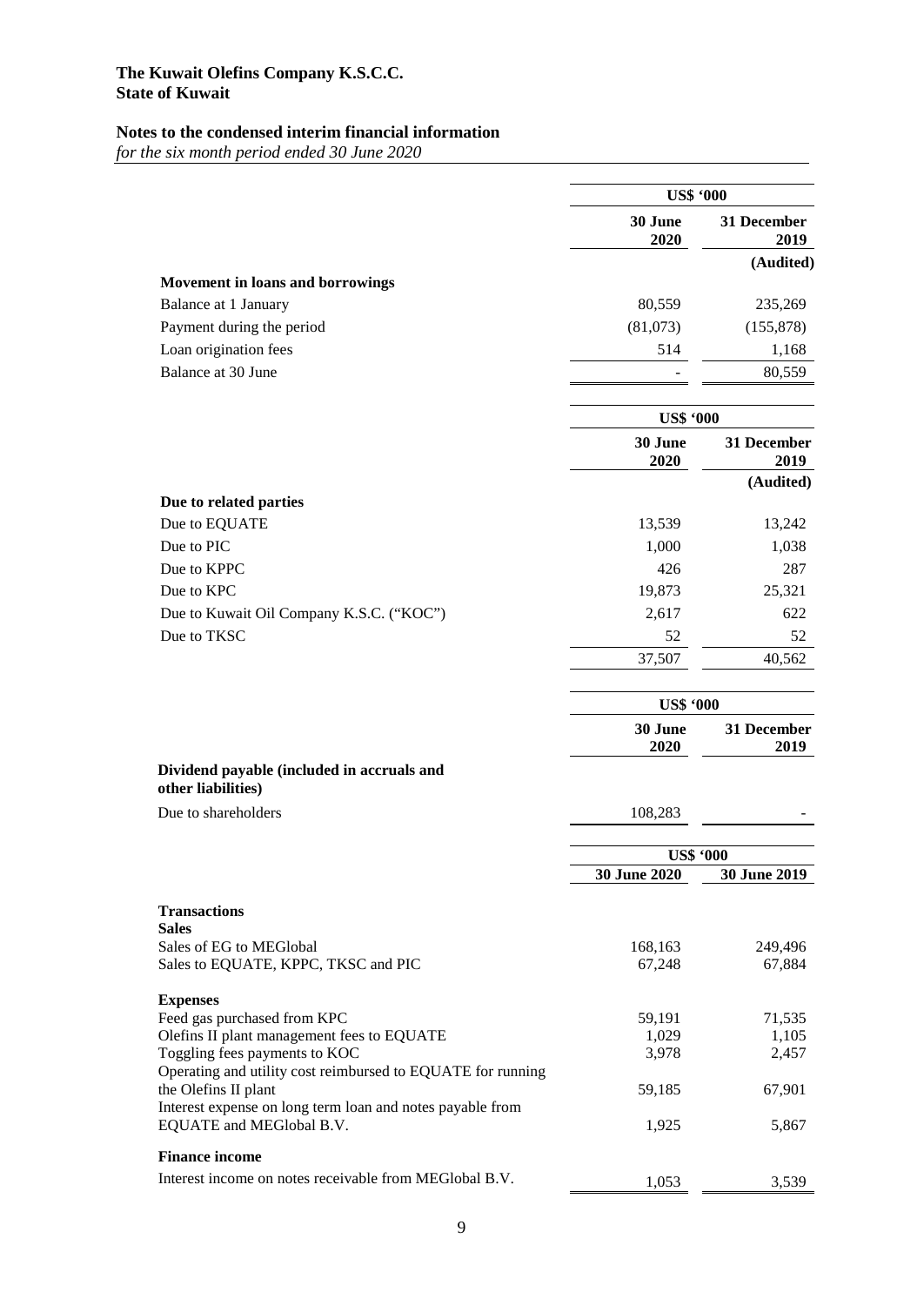**The Kuwait Olefins Company K.S.C.C.**
**State of Kuwait**

**Notes to the condensed interim financial information**
*for the six month period ended 30 June 2020*

| | US$ '000 | |
|---|---|---|
| | **30 June 2020** | **31 December 2019** |
| | | **(Audited)** |
| **Movement in loans and borrowings** | | |
| Balance at 1 January | 80,559 | 235,269 |
| Payment during the period | (81,073) | (155,878) |
| Loan origination fees | 514 | 1,168 |
| Balance at 30 June | - | 80,559 |

| | US$ '000 | |
|---|---|---|
| | **30 June 2020** | **31 December 2019** |
| | | **(Audited)** |
| **Due to related parties** | | |
| Due to EQUATE | 13,539 | 13,242 |
| Due to PIC | 1,000 | 1,038 |
| Due to KPPC | 426 | 287 |
| Due to KPC | 19,873 | 25,321 |
| Due to Kuwait Oil Company K.S.C. ("KOC") | 2,617 | 622 |
| Due to TKSC | 52 | 52 |
| | 37,507 | 40,562 |

| | US$ '000 | |
|---|---|---|
| | **30 June 2020** | **31 December 2019** |
| **Dividend payable (included in accruals and other liabilities)** | | |
| Due to shareholders | 108,283 | - |

| | US$ '000 | |
|---|---|---|
| | **30 June 2020** | **30 June 2019** |
| **Transactions** | | |
| **Sales** | | |
| Sales of EG to MEGlobal | 168,163 | 249,496 |
| Sales to EQUATE, KPPC, TKSC and PIC | 67,248 | 67,884 |
| **Expenses** | | |
| Feed gas purchased from KPC | 59,191 | 71,535 |
| Olefins II plant management fees to EQUATE | 1,029 | 1,105 |
| Toggling fees payments to KOC | 3,978 | 2,457 |
| Operating and utility cost reimbursed to EQUATE for running the Olefins II plant | 59,185 | 67,901 |
| Interest expense on long term loan and notes payable from EQUATE and MEGlobal B.V. | 1,925 | 5,867 |
| **Finance income** | | |
| Interest income on notes receivable from MEGlobal B.V. | 1,053 | 3,539 |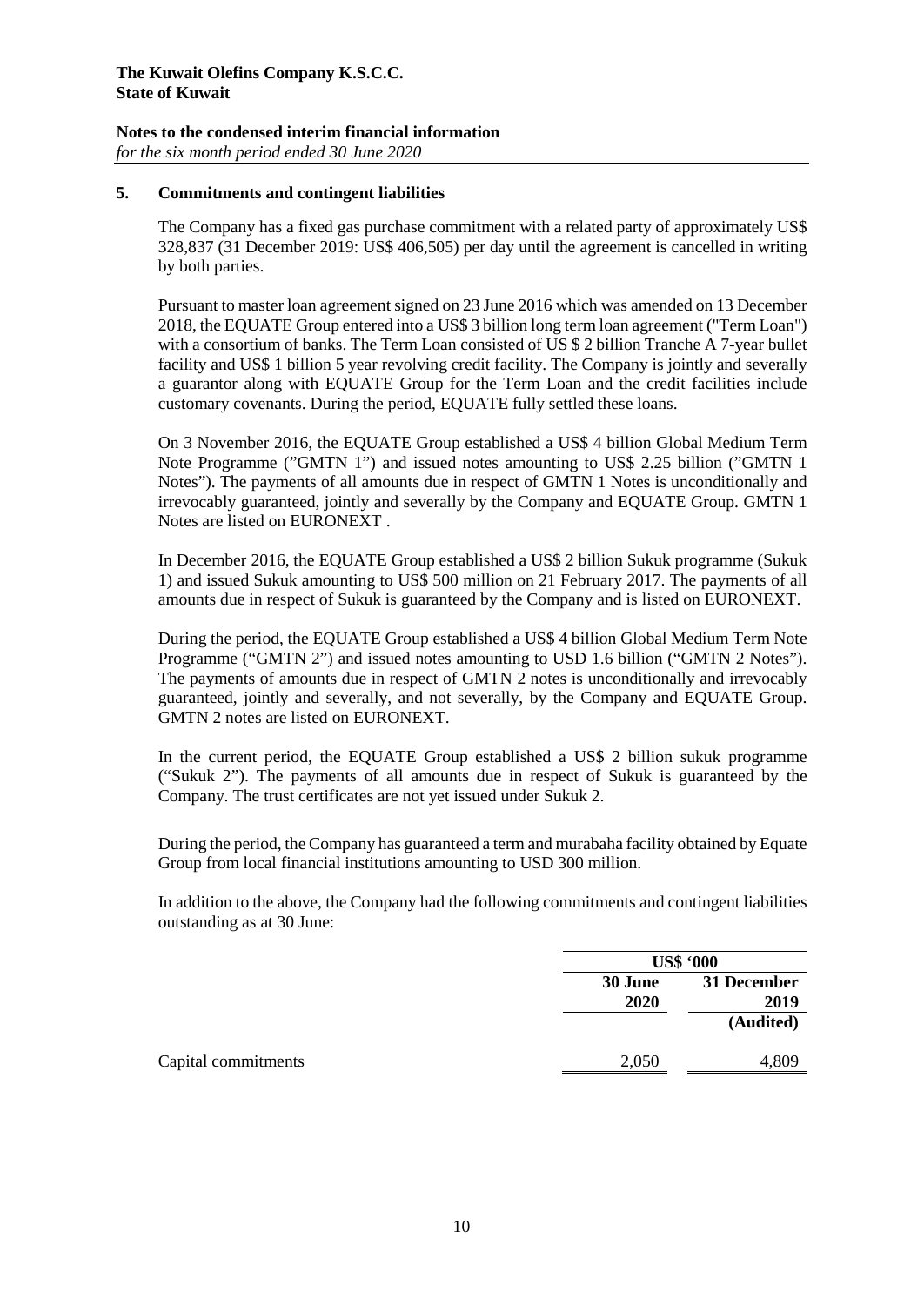**The Kuwait Olefins Company K.S.C.C.**
**State of Kuwait**

**Notes to the condensed interim financial information**
*for the six month period ended 30 June 2020*

## 5. Commitments and contingent liabilities

The Company has a fixed gas purchase commitment with a related party of approximately US$ 328,837 (31 December 2019: US$ 406,505) per day until the agreement is cancelled in writing by both parties.

Pursuant to master loan agreement signed on 23 June 2016 which was amended on 13 December 2018, the EQUATE Group entered into a US$ 3 billion long term loan agreement ("Term Loan") with a consortium of banks. The Term Loan consisted of US $ 2 billion Tranche A 7-year bullet facility and US$ 1 billion 5 year revolving credit facility. The Company is jointly and severally a guarantor along with EQUATE Group for the Term Loan and the credit facilities include customary covenants. During the period, EQUATE fully settled these loans.

On 3 November 2016, the EQUATE Group established a US$ 4 billion Global Medium Term Note Programme ("GMTN 1") and issued notes amounting to US$ 2.25 billion ("GMTN 1 Notes"). The payments of all amounts due in respect of GMTN 1 Notes is unconditionally and irrevocably guaranteed, jointly and severally by the Company and EQUATE Group. GMTN 1 Notes are listed on EURONEXT .

In December 2016, the EQUATE Group established a US$ 2 billion Sukuk programme (Sukuk 1) and issued Sukuk amounting to US$ 500 million on 21 February 2017. The payments of all amounts due in respect of Sukuk is guaranteed by the Company and is listed on EURONEXT.

During the period, the EQUATE Group established a US$ 4 billion Global Medium Term Note Programme ("GMTN 2") and issued notes amounting to USD 1.6 billion ("GMTN 2 Notes"). The payments of amounts due in respect of GMTN 2 notes is unconditionally and irrevocably guaranteed, jointly and severally, and not severally, by the Company and EQUATE Group. GMTN 2 notes are listed on EURONEXT.

In the current period, the EQUATE Group established a US$ 2 billion sukuk programme ("Sukuk 2"). The payments of all amounts due in respect of Sukuk is guaranteed by the Company. The trust certificates are not yet issued under Sukuk 2.

During the period, the Company has guaranteed a term and murabaha facility obtained by Equate Group from local financial institutions amounting to USD 300 million.

In addition to the above, the Company had the following commitments and contingent liabilities outstanding as at 30 June:

| | US$ '000 | |
|---|---|---|
| | 30 June 2020 | 31 December 2019 (Audited) |
| Capital commitments | 2,050 | 4,809 |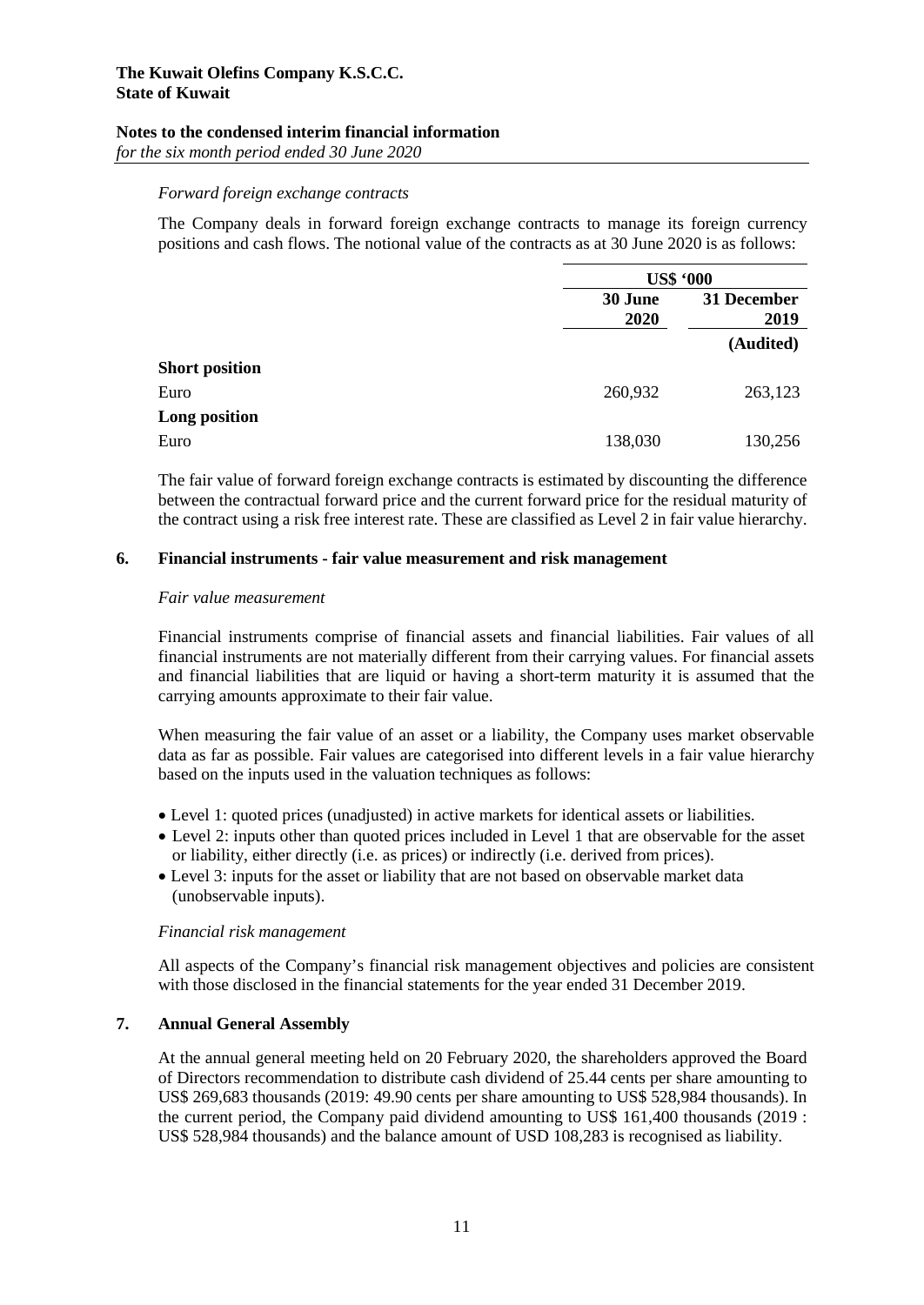*Forward foreign exchange contracts*

The Company deals in forward foreign exchange contracts to manage its foreign currency positions and cash flows. The notional value of the contracts as at 30 June 2020 is as follows:

| | US$ '000 | |
|---|---|---|
| | 30 June 2020 | 31 December 2019 |
| | | (Audited) |
| **Short position** | | |
| Euro | 260,932 | 263,123 |
| **Long position** | | |
| Euro | 138,030 | 130,256 |

The fair value of forward foreign exchange contracts is estimated by discounting the difference between the contractual forward price and the current forward price for the residual maturity of the contract using a risk free interest rate. These are classified as Level 2 in fair value hierarchy.

## 6. Financial instruments - fair value measurement and risk management

*Fair value measurement*

Financial instruments comprise of financial assets and financial liabilities. Fair values of all financial instruments are not materially different from their carrying values. For financial assets and financial liabilities that are liquid or having a short-term maturity it is assumed that the carrying amounts approximate to their fair value.

When measuring the fair value of an asset or a liability, the Company uses market observable data as far as possible. Fair values are categorised into different levels in a fair value hierarchy based on the inputs used in the valuation techniques as follows:

- Level 1: quoted prices (unadjusted) in active markets for identical assets or liabilities.
- Level 2: inputs other than quoted prices included in Level 1 that are observable for the asset or liability, either directly (i.e. as prices) or indirectly (i.e. derived from prices).
- Level 3: inputs for the asset or liability that are not based on observable market data (unobservable inputs).

*Financial risk management*

All aspects of the Company's financial risk management objectives and policies are consistent with those disclosed in the financial statements for the year ended 31 December 2019.

## 7. Annual General Assembly

At the annual general meeting held on 20 February 2020, the shareholders approved the Board of Directors recommendation to distribute cash dividend of 25.44 cents per share amounting to US$ 269,683 thousands (2019: 49.90 cents per share amounting to US$ 528,984 thousands). In the current period, the Company paid dividend amounting to US$ 161,400 thousands (2019 : US$ 528,984 thousands) and the balance amount of USD 108,283 is recognised as liability.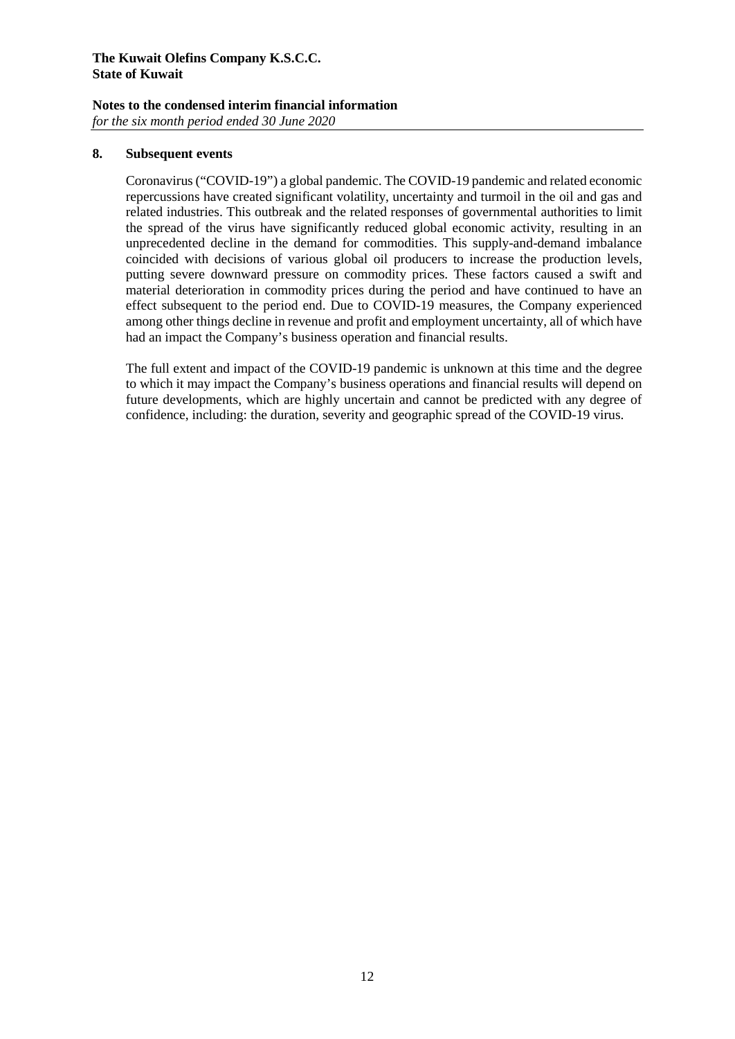**The Kuwait Olefins Company K.S.C.C.**
**State of Kuwait**

**Notes to the condensed interim financial information**
*for the six month period ended 30 June 2020*

## 8. Subsequent events

Coronavirus ("COVID-19") a global pandemic. The COVID-19 pandemic and related economic repercussions have created significant volatility, uncertainty and turmoil in the oil and gas and related industries. This outbreak and the related responses of governmental authorities to limit the spread of the virus have significantly reduced global economic activity, resulting in an unprecedented decline in the demand for commodities. This supply-and-demand imbalance coincided with decisions of various global oil producers to increase the production levels, putting severe downward pressure on commodity prices. These factors caused a swift and material deterioration in commodity prices during the period and have continued to have an effect subsequent to the period end. Due to COVID-19 measures, the Company experienced among other things decline in revenue and profit and employment uncertainty, all of which have had an impact the Company's business operation and financial results.

The full extent and impact of the COVID-19 pandemic is unknown at this time and the degree to which it may impact the Company's business operations and financial results will depend on future developments, which are highly uncertain and cannot be predicted with any degree of confidence, including: the duration, severity and geographic spread of the COVID-19 virus.